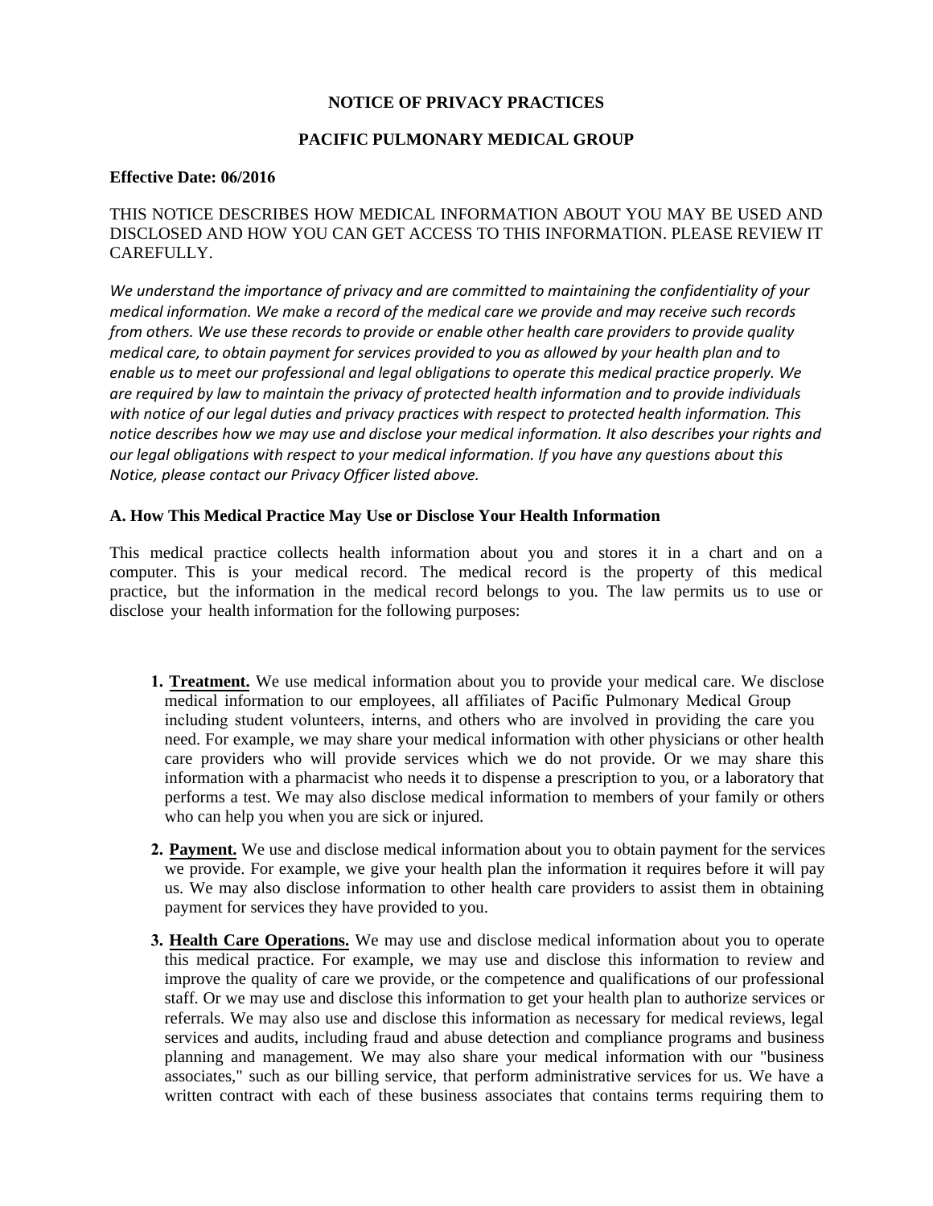**NOTICE OF PRIVACY PRACTICES**

**PACIFIC PULMONARY MEDICAL GROUP**

**Effective Date: 06/2016**

THIS NOTICE DESCRIBES HOW MEDICAL INFORMATION ABOUT YOU MAY BE USED AND DISCLOSED AND HOW YOU CAN GET ACCESS TO THIS INFORMATION. PLEASE REVIEW IT CAREFULLY.

*We understand the importance of privacy and are committed to maintaining the confidentiality of your medical information. We make a record of the medical care we provide and may receive such records from others. We use these records to provide or enable other health care providers to provide quality medical care, to obtain payment for services provided to you as allowed by your health plan and to enable us to meet our professional and legal obligations to operate this medical practice properly. We are required by law to maintain the privacy of protected health information and to provide individuals with notice of our legal duties and privacy practices with respect to protected health information. This notice describes how we may use and disclose your medical information. It also describes your rights and our legal obligations with respect to your medical information. If you have any questions about this Notice, please contact our Privacy Officer listed above.*

## A. How This Medical Practice May Use or Disclose Your Health Information

This medical practice collects health information about you and stores it in a chart and on a computer. This is your medical record. The medical record is the property of this medical practice, but the information in the medical record belongs to you. The law permits us to use or disclose your health information for the following purposes:

1. **Treatment.** We use medical information about you to provide your medical care. We disclose medical information to our employees, all affiliates of Pacific Pulmonary Medical Group including student volunteers, interns, and others who are involved in providing the care you need. For example, we may share your medical information with other physicians or other health care providers who will provide services which we do not provide. Or we may share this information with a pharmacist who needs it to dispense a prescription to you, or a laboratory that performs a test. We may also disclose medical information to members of your family or others who can help you when you are sick or injured.

2. **Payment.** We use and disclose medical information about you to obtain payment for the services we provide. For example, we give your health plan the information it requires before it will pay us. We may also disclose information to other health care providers to assist them in obtaining payment for services they have provided to you.

3. **Health Care Operations.** We may use and disclose medical information about you to operate this medical practice. For example, we may use and disclose this information to review and improve the quality of care we provide, or the competence and qualifications of our professional staff. Or we may use and disclose this information to get your health plan to authorize services or referrals. We may also use and disclose this information as necessary for medical reviews, legal services and audits, including fraud and abuse detection and compliance programs and business planning and management. We may also share your medical information with our "business associates," such as our billing service, that perform administrative services for us. We have a written contract with each of these business associates that contains terms requiring them to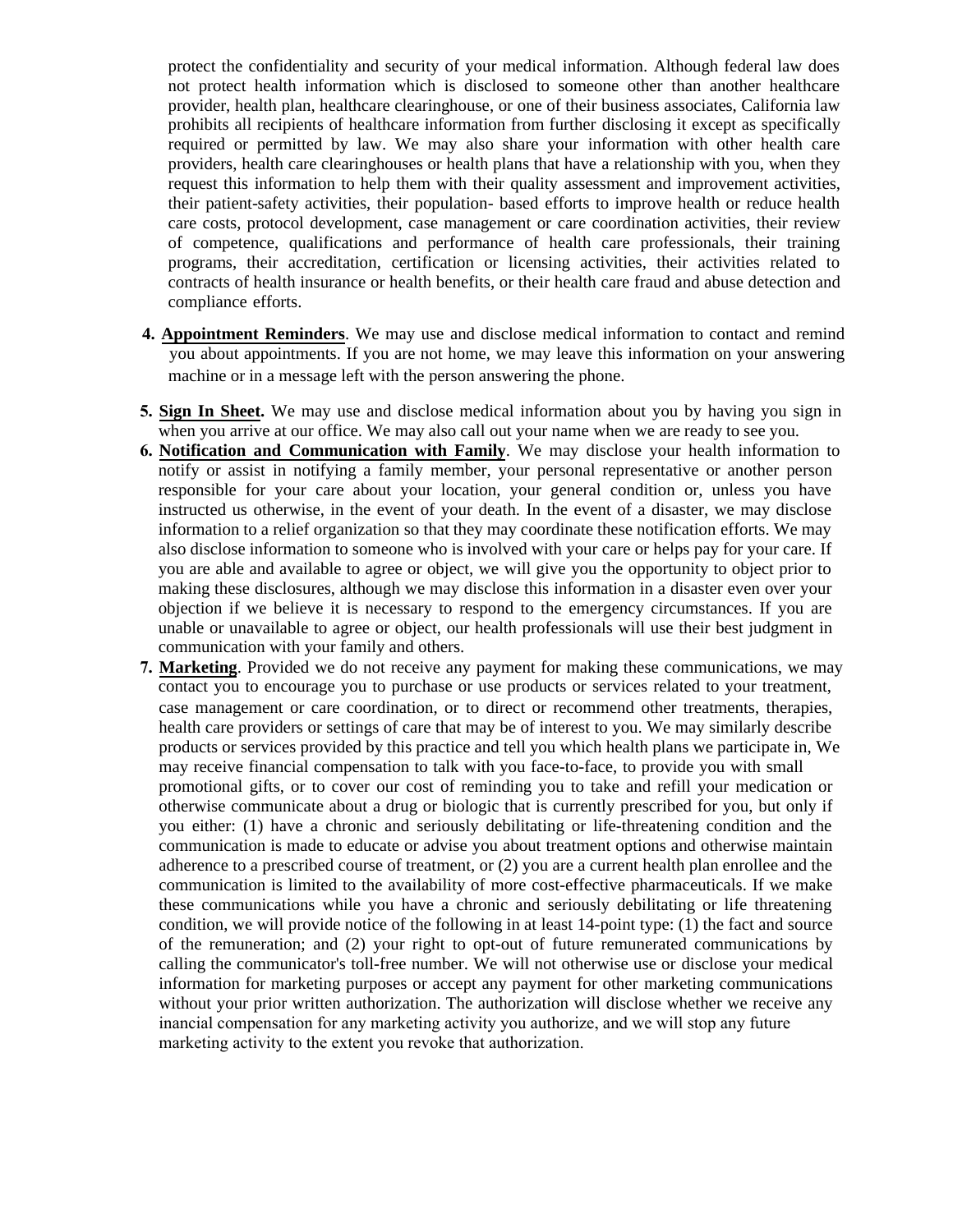protect the confidentiality and security of your medical information. Although federal law does not protect health information which is disclosed to someone other than another healthcare provider, health plan, healthcare clearinghouse, or one of their business associates, California law prohibits all recipients of healthcare information from further disclosing it except as specifically required or permitted by law. We may also share your information with other health care providers, health care clearinghouses or health plans that have a relationship with you, when they request this information to help them with their quality assessment and improvement activities, their patient-safety activities, their population- based efforts to improve health or reduce health care costs, protocol development, case management or care coordination activities, their review of competence, qualifications and performance of health care professionals, their training programs, their accreditation, certification or licensing activities, their activities related to contracts of health insurance or health benefits, or their health care fraud and abuse detection and compliance efforts.

4. **Appointment Reminders**. We may use and disclose medical information to contact and remind you about appointments. If you are not home, we may leave this information on your answering machine or in a message left with the person answering the phone.

5. **Sign In Sheet.** We may use and disclose medical information about you by having you sign in when you arrive at our office. We may also call out your name when we are ready to see you.

6. **Notification and Communication with Family**. We may disclose your health information to notify or assist in notifying a family member, your personal representative or another person responsible for your care about your location, your general condition or, unless you have instructed us otherwise, in the event of your death. In the event of a disaster, we may disclose information to a relief organization so that they may coordinate these notification efforts. We may also disclose information to someone who is involved with your care or helps pay for your care. If you are able and available to agree or object, we will give you the opportunity to object prior to making these disclosures, although we may disclose this information in a disaster even over your objection if we believe it is necessary to respond to the emergency circumstances. If you are unable or unavailable to agree or object, our health professionals will use their best judgment in communication with your family and others.

7. **Marketing**. Provided we do not receive any payment for making these communications, we may contact you to encourage you to purchase or use products or services related to your treatment, case management or care coordination, or to direct or recommend other treatments, therapies, health care providers or settings of care that may be of interest to you. We may similarly describe products or services provided by this practice and tell you which health plans we participate in, We may receive financial compensation to talk with you face-to-face, to provide you with small promotional gifts, or to cover our cost of reminding you to take and refill your medication or otherwise communicate about a drug or biologic that is currently prescribed for you, but only if you either: (1) have a chronic and seriously debilitating or life-threatening condition and the communication is made to educate or advise you about treatment options and otherwise maintain adherence to a prescribed course of treatment, or (2) you are a current health plan enrollee and the communication is limited to the availability of more cost-effective pharmaceuticals. If we make these communications while you have a chronic and seriously debilitating or life threatening condition, we will provide notice of the following in at least 14-point type: (1) the fact and source of the remuneration; and (2) your right to opt-out of future remunerated communications by calling the communicator's toll-free number. We will not otherwise use or disclose your medical information for marketing purposes or accept any payment for other marketing communications without your prior written authorization. The authorization will disclose whether we receive any inancial compensation for any marketing activity you authorize, and we will stop any future marketing activity to the extent you revoke that authorization.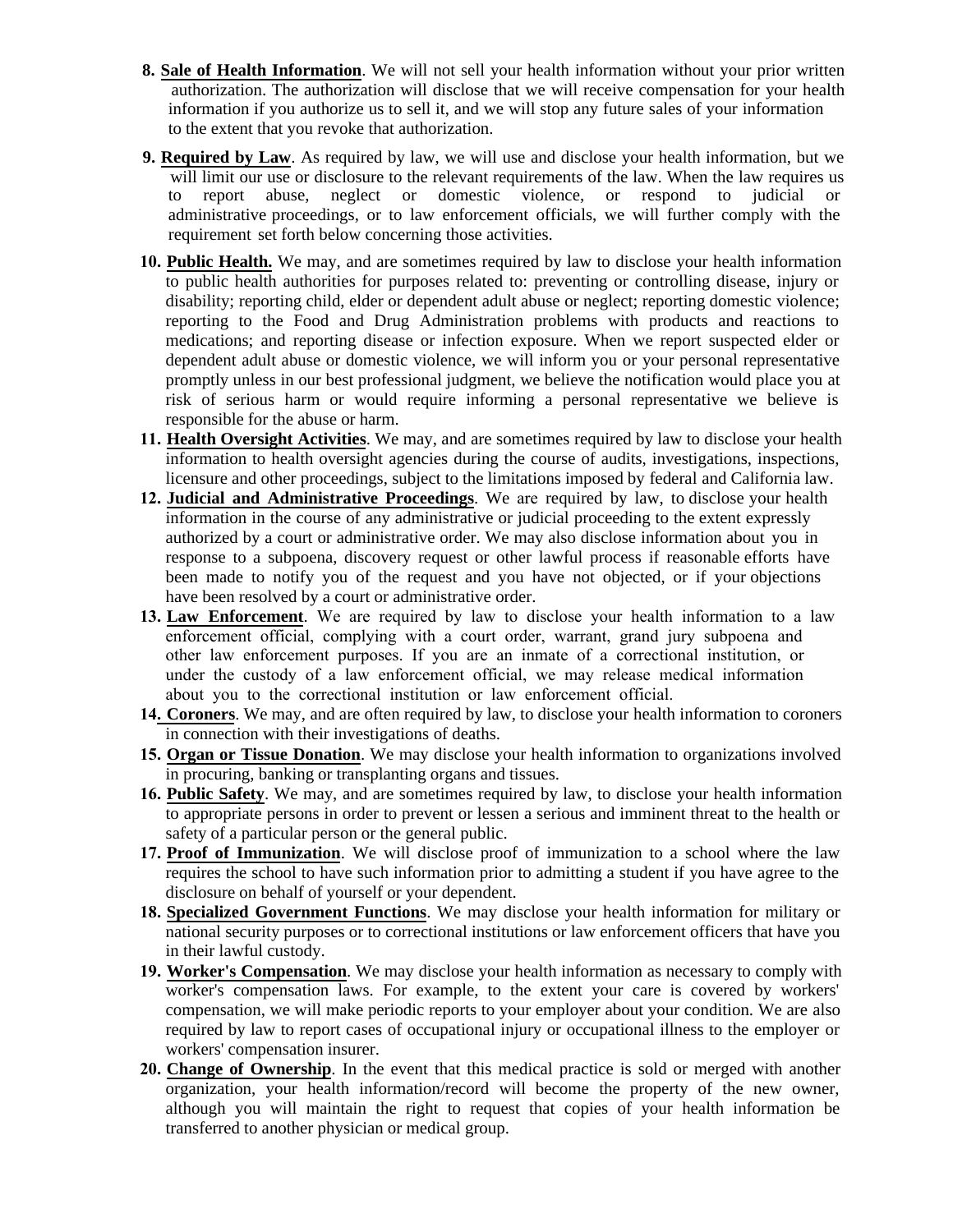8. **Sale of Health Information**. We will not sell your health information without your prior written authorization. The authorization will disclose that we will receive compensation for your health information if you authorize us to sell it, and we will stop any future sales of your information to the extent that you revoke that authorization.

9. **Required by Law**. As required by law, we will use and disclose your health information, but we will limit our use or disclosure to the relevant requirements of the law. When the law requires us to report abuse, neglect or domestic violence, or respond to judicial or administrative proceedings, or to law enforcement officials, we will further comply with the requirement set forth below concerning those activities.

10. **Public Health.** We may, and are sometimes required by law to disclose your health information to public health authorities for purposes related to: preventing or controlling disease, injury or disability; reporting child, elder or dependent adult abuse or neglect; reporting domestic violence; reporting to the Food and Drug Administration problems with products and reactions to medications; and reporting disease or infection exposure. When we report suspected elder or dependent adult abuse or domestic violence, we will inform you or your personal representative promptly unless in our best professional judgment, we believe the notification would place you at risk of serious harm or would require informing a personal representative we believe is responsible for the abuse or harm.

11. **Health Oversight Activities**. We may, and are sometimes required by law to disclose your health information to health oversight agencies during the course of audits, investigations, inspections, licensure and other proceedings, subject to the limitations imposed by federal and California law.

12. **Judicial and Administrative Proceedings**. We are required by law, to disclose your health information in the course of any administrative or judicial proceeding to the extent expressly authorized by a court or administrative order. We may also disclose information about you in response to a subpoena, discovery request or other lawful process if reasonable efforts have been made to notify you of the request and you have not objected, or if your objections have been resolved by a court or administrative order.

13. **Law Enforcement**. We are required by law to disclose your health information to a law enforcement official, complying with a court order, warrant, grand jury subpoena and other law enforcement purposes. If you are an inmate of a correctional institution, or under the custody of a law enforcement official, we may release medical information about you to the correctional institution or law enforcement official.

14. **Coroners**. We may, and are often required by law, to disclose your health information to coroners in connection with their investigations of deaths.

15. **Organ or Tissue Donation**. We may disclose your health information to organizations involved in procuring, banking or transplanting organs and tissues.

16. **Public Safety**. We may, and are sometimes required by law, to disclose your health information to appropriate persons in order to prevent or lessen a serious and imminent threat to the health or safety of a particular person or the general public.

17. **Proof of Immunization**. We will disclose proof of immunization to a school where the law requires the school to have such information prior to admitting a student if you have agree to the disclosure on behalf of yourself or your dependent.

18. **Specialized Government Functions**. We may disclose your health information for military or national security purposes or to correctional institutions or law enforcement officers that have you in their lawful custody.

19. **Worker's Compensation**. We may disclose your health information as necessary to comply with worker's compensation laws. For example, to the extent your care is covered by workers' compensation, we will make periodic reports to your employer about your condition. We are also required by law to report cases of occupational injury or occupational illness to the employer or workers' compensation insurer.

20. **Change of Ownership**. In the event that this medical practice is sold or merged with another organization, your health information/record will become the property of the new owner, although you will maintain the right to request that copies of your health information be transferred to another physician or medical group.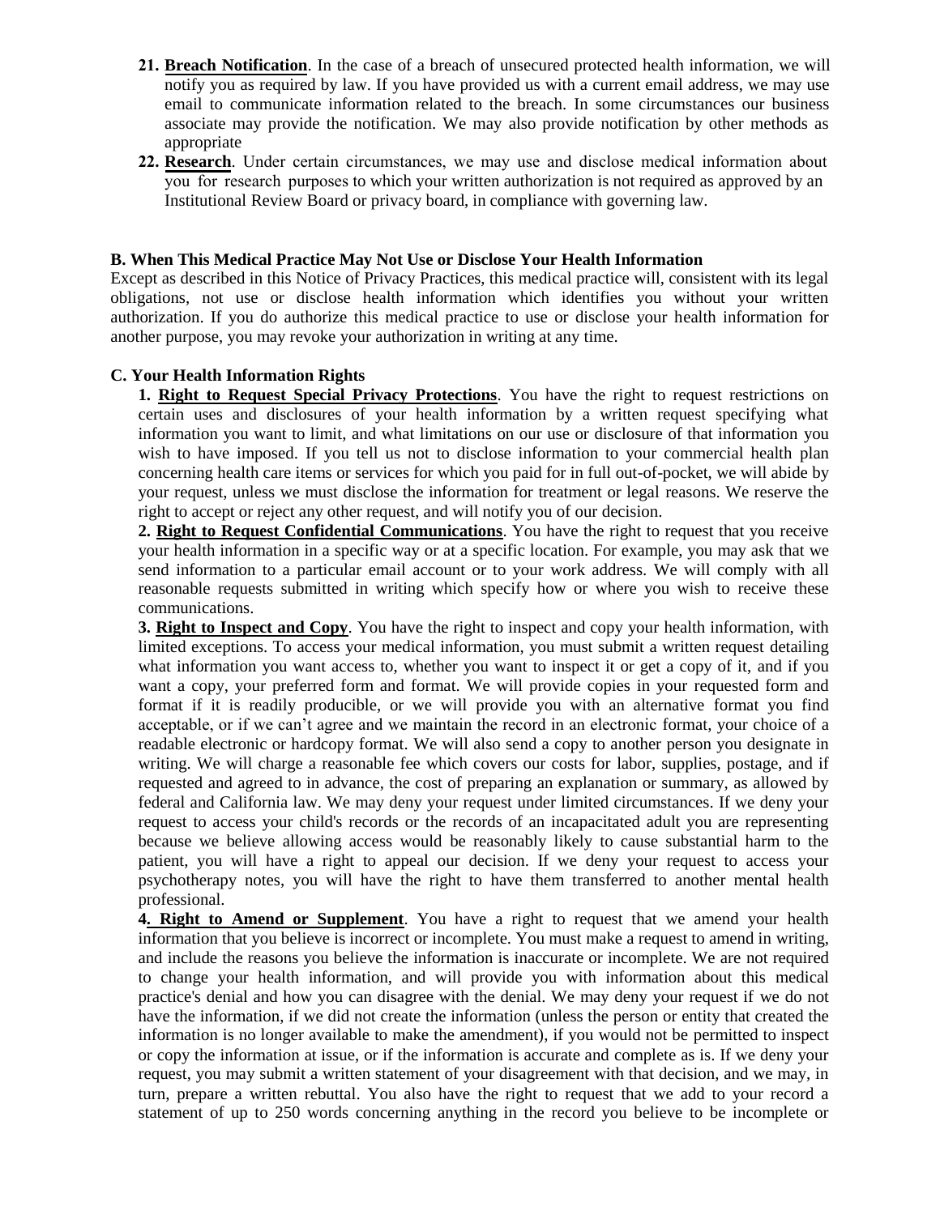21. **Breach Notification**. In the case of a breach of unsecured protected health information, we will notify you as required by law. If you have provided us with a current email address, we may use email to communicate information related to the breach. In some circumstances our business associate may provide the notification. We may also provide notification by other methods as appropriate
22. **Research**. Under certain circumstances, we may use and disclose medical information about you for research purposes to which your written authorization is not required as approved by an Institutional Review Board or privacy board, in compliance with governing law.

**B. When This Medical Practice May Not Use or Disclose Your Health Information**

Except as described in this Notice of Privacy Practices, this medical practice will, consistent with its legal obligations, not use or disclose health information which identifies you without your written authorization. If you do authorize this medical practice to use or disclose your health information for another purpose, you may revoke your authorization in writing at any time.

**C. Your Health Information Rights**

**1. Right to Request Special Privacy Protections**. You have the right to request restrictions on certain uses and disclosures of your health information by a written request specifying what information you want to limit, and what limitations on our use or disclosure of that information you wish to have imposed. If you tell us not to disclose information to your commercial health plan concerning health care items or services for which you paid for in full out-of-pocket, we will abide by your request, unless we must disclose the information for treatment or legal reasons. We reserve the right to accept or reject any other request, and will notify you of our decision.

**2. Right to Request Confidential Communications**. You have the right to request that you receive your health information in a specific way or at a specific location. For example, you may ask that we send information to a particular email account or to your work address. We will comply with all reasonable requests submitted in writing which specify how or where you wish to receive these communications.

**3. Right to Inspect and Copy**. You have the right to inspect and copy your health information, with limited exceptions. To access your medical information, you must submit a written request detailing what information you want access to, whether you want to inspect it or get a copy of it, and if you want a copy, your preferred form and format. We will provide copies in your requested form and format if it is readily producible, or we will provide you with an alternative format you find acceptable, or if we can't agree and we maintain the record in an electronic format, your choice of a readable electronic or hardcopy format. We will also send a copy to another person you designate in writing. We will charge a reasonable fee which covers our costs for labor, supplies, postage, and if requested and agreed to in advance, the cost of preparing an explanation or summary, as allowed by federal and California law. We may deny your request under limited circumstances. If we deny your request to access your child's records or the records of an incapacitated adult you are representing because we believe allowing access would be reasonably likely to cause substantial harm to the patient, you will have a right to appeal our decision. If we deny your request to access your psychotherapy notes, you will have the right to have them transferred to another mental health professional.

**4. Right to Amend or Supplement**. You have a right to request that we amend your health information that you believe is incorrect or incomplete. You must make a request to amend in writing, and include the reasons you believe the information is inaccurate or incomplete. We are not required to change your health information, and will provide you with information about this medical practice's denial and how you can disagree with the denial. We may deny your request if we do not have the information, if we did not create the information (unless the person or entity that created the information is no longer available to make the amendment), if you would not be permitted to inspect or copy the information at issue, or if the information is accurate and complete as is. If we deny your request, you may submit a written statement of your disagreement with that decision, and we may, in turn, prepare a written rebuttal. You also have the right to request that we add to your record a statement of up to 250 words concerning anything in the record you believe to be incomplete or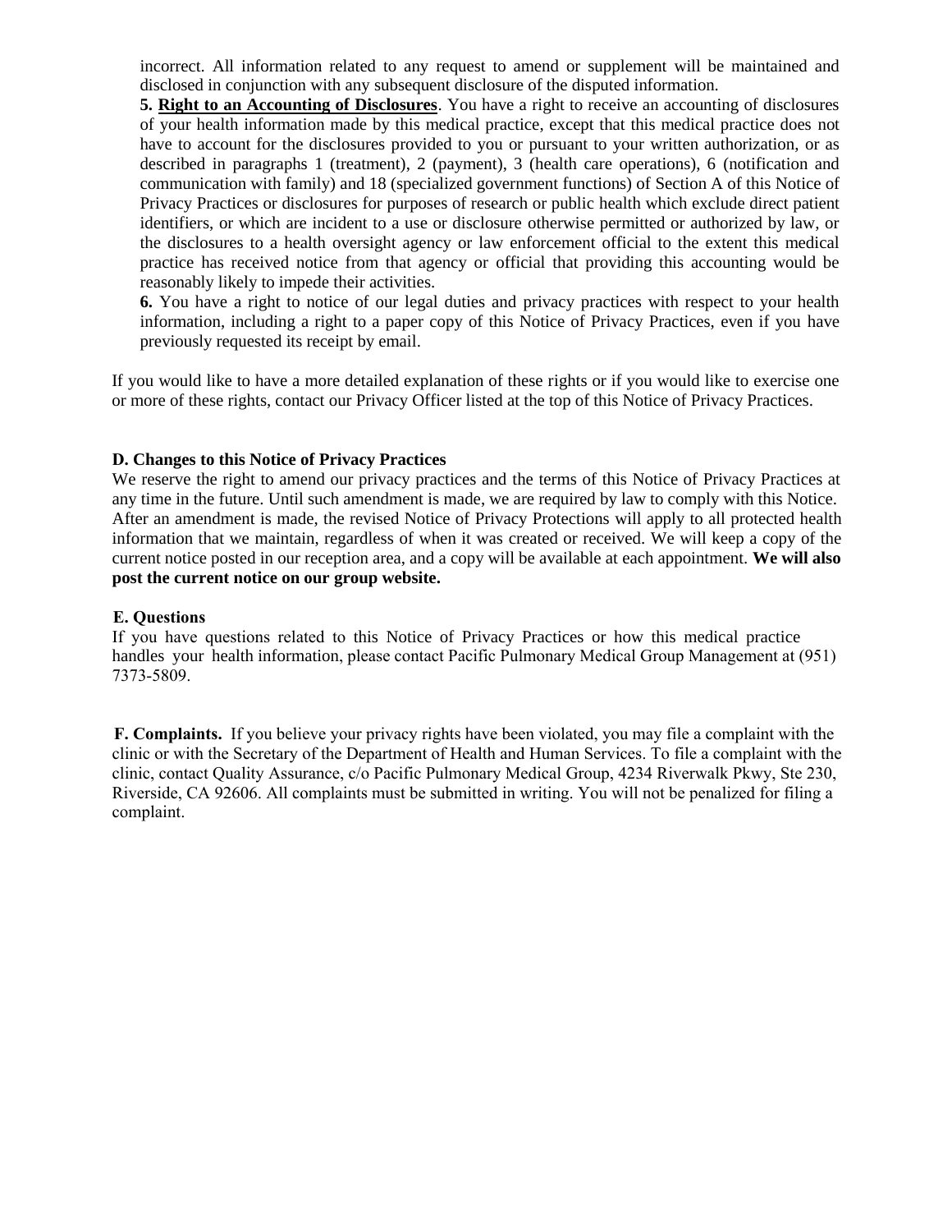incorrect. All information related to any request to amend or supplement will be maintained and disclosed in conjunction with any subsequent disclosure of the disputed information.

**5. Right to an Accounting of Disclosures**. You have a right to receive an accounting of disclosures of your health information made by this medical practice, except that this medical practice does not have to account for the disclosures provided to you or pursuant to your written authorization, or as described in paragraphs 1 (treatment), 2 (payment), 3 (health care operations), 6 (notification and communication with family) and 18 (specialized government functions) of Section A of this Notice of Privacy Practices or disclosures for purposes of research or public health which exclude direct patient identifiers, or which are incident to a use or disclosure otherwise permitted or authorized by law, or the disclosures to a health oversight agency or law enforcement official to the extent this medical practice has received notice from that agency or official that providing this accounting would be reasonably likely to impede their activities.

**6.** You have a right to notice of our legal duties and privacy practices with respect to your health information, including a right to a paper copy of this Notice of Privacy Practices, even if you have previously requested its receipt by email.

If you would like to have a more detailed explanation of these rights or if you would like to exercise one or more of these rights, contact our Privacy Officer listed at the top of this Notice of Privacy Practices.

**D. Changes to this Notice of Privacy Practices**

We reserve the right to amend our privacy practices and the terms of this Notice of Privacy Practices at any time in the future. Until such amendment is made, we are required by law to comply with this Notice. After an amendment is made, the revised Notice of Privacy Protections will apply to all protected health information that we maintain, regardless of when it was created or received. We will keep a copy of the current notice posted in our reception area, and a copy will be available at each appointment. **We will also post the current notice on our group website.**

**E. Questions**

If you have questions related to this Notice of Privacy Practices or how this medical practice handles your health information, please contact Pacific Pulmonary Medical Group Management at (951) 7373-5809.

**F. Complaints.** If you believe your privacy rights have been violated, you may file a complaint with the clinic or with the Secretary of the Department of Health and Human Services. To file a complaint with the clinic, contact Quality Assurance, c/o Pacific Pulmonary Medical Group, 4234 Riverwalk Pkwy, Ste 230, Riverside, CA 92606. All complaints must be submitted in writing. You will not be penalized for filing a complaint.